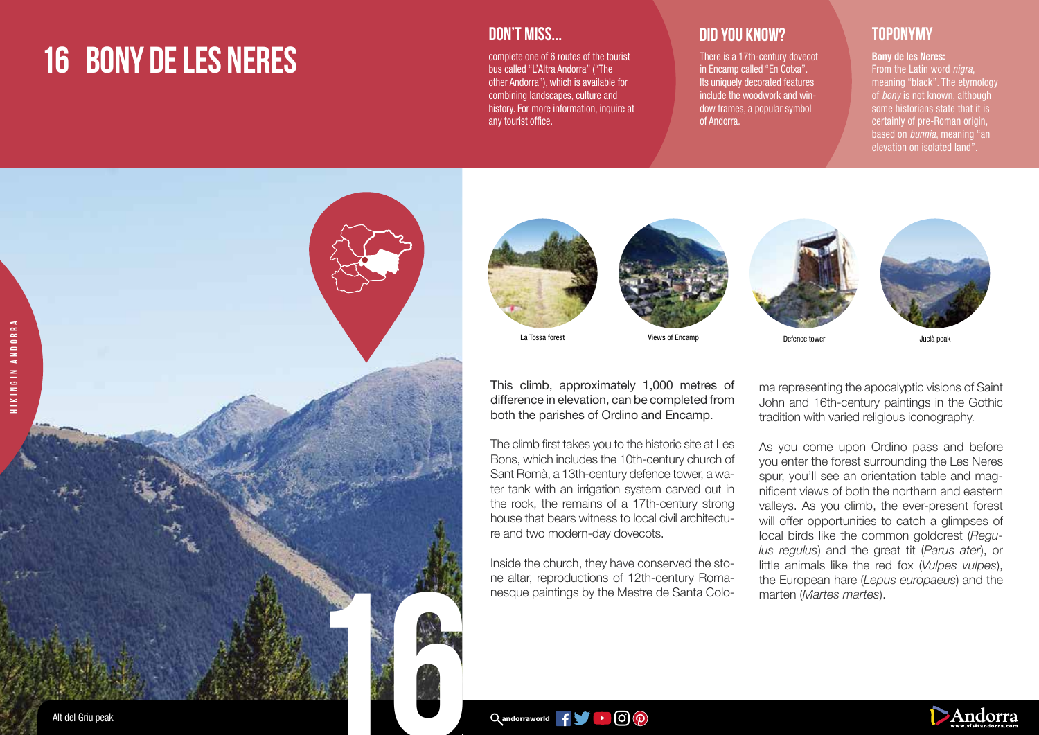# 16 BONY DE LES NERES

## DON'T MISS...

complete one of 6 routes of the tourist bus called "L'Altra Andorra" ("The other Andorra"), which is available for combining landscapes, culture and history. For more information, inquire at any tourist office.

## DID YOU KNOW?

There is a 17th-century dovecot in Encamp called "En Cotxa". Its uniquely decorated features include the woodwork and window frames, a popular symbol of Andorra.

## TOPONYMY

**Bony de les Neres:**
From the Latin word *nigra*, meaning "black". The etymology of *bony* is not known, although some historians state that it is certainly of pre-Roman origin, based on *bunnia*, meaning "an elevation on isolated land".

La Tossa forest

Views of Encamp

Defence tower

Juclà peak

This climb, approximately 1,000 metres of difference in elevation, can be completed from both the parishes of Ordino and Encamp.

The climb first takes you to the historic site at Les Bons, which includes the 10th-century church of Sant Romà, a 13th-century defence tower, a water tank with an irrigation system carved out in the rock, the remains of a 17th-century strong house that bears witness to local civil architecture and two modern-day dovecots.

Inside the church, they have conserved the stone altar, reproductions of 12th-century Romanesque paintings by the Mestre de Santa Coloma representing the apocalyptic visions of Saint John and 16th-century paintings in the Gothic tradition with varied religious iconography.

As you come upon Ordino pass and before you enter the forest surrounding the Les Neres spur, you'll see an orientation table and magnificent views of both the northern and eastern valleys. As you climb, the ever-present forest will offer opportunities to catch a glimpses of local birds like the common goldcrest (*Regulus regulus*) and the great tit (*Parus ater*), or little animals like the red fox (*Vulpes vulpes*), the European hare (*Lepus europaeus*) and the marten (*Martes martes*).

Alt del Griu peak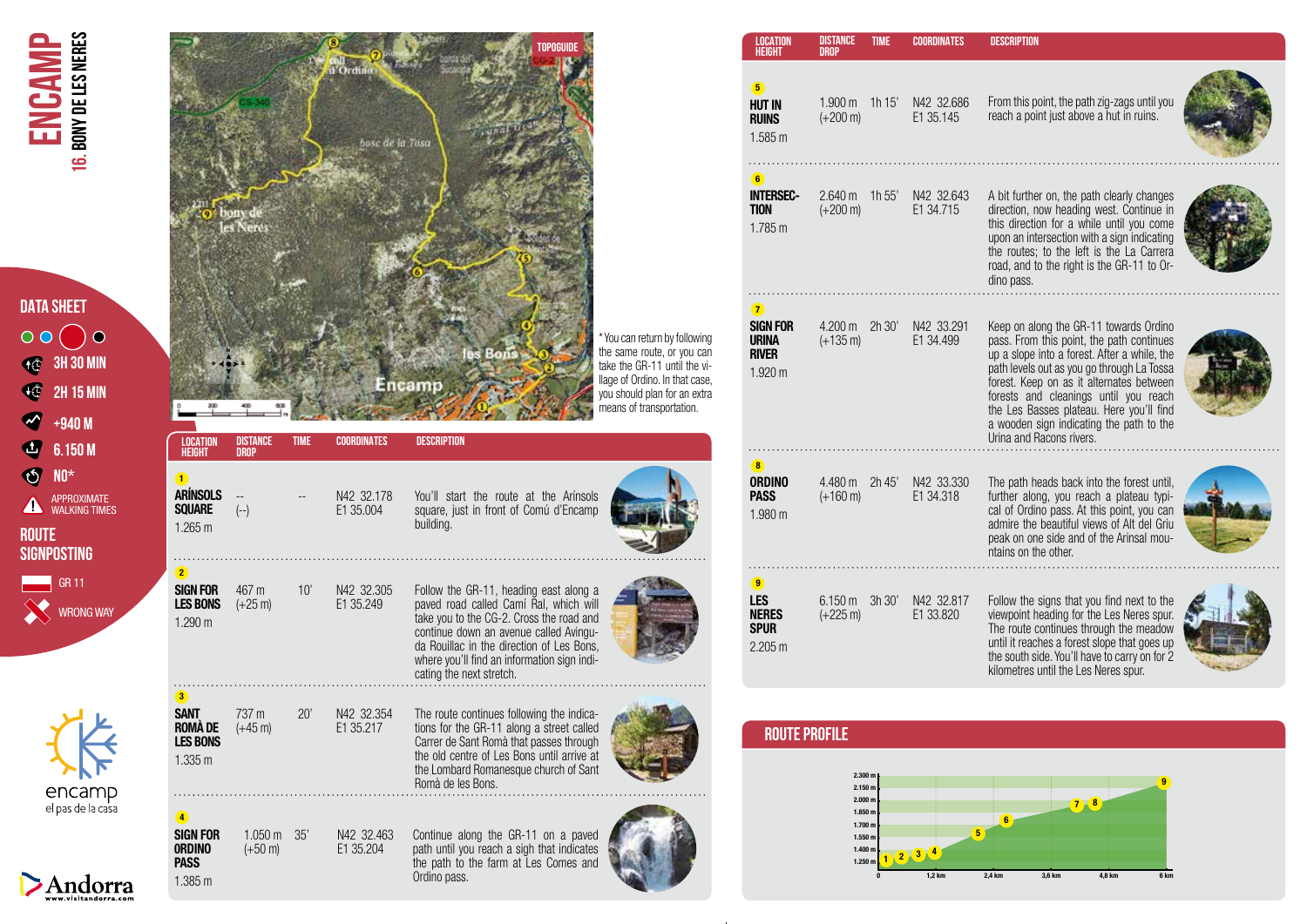# ENCAMP

## 16. BONY DE LES NERES

TOPOGUIDE

*You can return by following the same route, or you can take the GR-11 until the village of Ordino. In that case, you should plan for an extra means of transportation.

## DATA SHEET

3H 30 MIN

2H 15 MIN

+940 M

6.150 M

NO*

APPROXIMATE WALKING TIMES

## ROUTE SIGNPOSTING

GR 11

WRONG WAY

| LOCATION HEIGHT | DISTANCE DROP | TIME | COORDINATES | DESCRIPTION |
|---|---|---|---|---|
| 1 **ARÍNSOLS SQUARE** 1.265 m | -- (--) | -- | N42 32.178 E1 35.004 | You'll start the route at the Arínsols square, just in front of Comú d'Encamp building. |
| 2 **SIGN FOR LES BONS** 1.290 m | 467 m (+25 m) | 10' | N42 32.305 E1 35.249 | Follow the GR-11, heading east along a paved road called Camí Ral, which will take you to the CG-2. Cross the road and continue down an avenue called Avinguda Rouillac in the direction of Les Bons, where you'll find an information sign indicating the next stretch. |
| 3 **SANT ROMÀ DE LES BONS** 1.335 m | 737 m (+45 m) | 20' | N42 32.354 E1 35.217 | The route continues following the indications for the GR-11 along a street called Carrer de Sant Romà that passes through the old centre of Les Bons until arrive at the Lombard Romanesque church of Sant Romà de les Bons. |
| 4 **SIGN FOR ORDINO PASS** 1.385 m | 1.050 m (+50 m) | 35' | N42 32.463 E1 35.204 | Continue along the GR-11 on a paved path until you reach a sigh that indicates the path to the farm at Les Comes and Ordino pass. |
| 5 **HUT IN RUINS** 1.585 m | 1.900 m (+200 m) | 1h 15' | N42 32.686 E1 35.145 | From this point, the path zig-zags until you reach a point just above a hut in ruins. |
| 6 **INTERSECTION** 1.785 m | 2.640 m (+200 m) | 1h 55' | N42 32.643 E1 34.715 | A bit further on, the path clearly changes direction, now heading west. Continue in this direction for a while until you come upon an intersection with a sign indicating the routes; to the left is the La Carrera road, and to the right is the GR-11 to Ordino pass. |
| 7 **SIGN FOR URINA RIVER** 1.920 m | 4.200 m (+135 m) | 2h 30' | N42 33.291 E1 34.499 | Keep on along the GR-11 towards Ordino pass. From this point, the path continues up a slope into a forest. After a while, the path levels out as you go through La Tossa forest. Keep on as it alternates between forests and cleanings until you reach the Les Basses plateau. Here you'll find a wooden sign indicating the path to the Urina and Racons rivers. |
| 8 **ORDINO PASS** 1.980 m | 4.480 m (+160 m) | 2h 45' | N42 33.330 E1 34.318 | The path heads back into the forest until, further along, you reach a plateau typical of Ordino pass. At this point, you can admire the beautiful views of Alt del Griu peak on one side and of the Arinsal mountains on the other. |
| 9 **LES NERES SPUR** 2.205 m | 6.150 m (+225 m) | 3h 30' | N42 32.817 E1 33.820 | Follow the signs that you find next to the viewpoint heading for the Les Neres spur. The route continues through the meadow until it reaches a forest slope that goes up the south side. You'll have to carry on for 2 kilometres until the Les Neres spur. |

## ROUTE PROFILE

2.300 m
2.150 m
2.000 m
1.850 m
1.700 m
1.550 m
1.400 m
1.250 m

0
1,2 km
2,4 km
3,6 km
4,8 km
6 km

1 2 3 4 5 6 7 8 9

encamp
el pas de la casa

Andorra
www.visitandorra.com